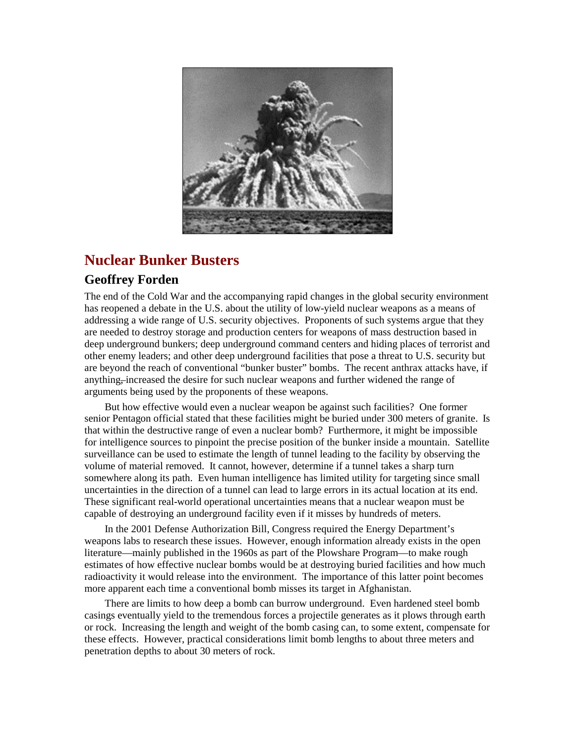# Nuclear Bunker Busters

## Geoffrey Forden

The end of the Cold War and the accompanying rapid changes in the global security environment has reopened a debate in the U.S. about the utility of low-yield nuclear weapons as a means of addressing a wide range of U.S. security objectives. Proponents of such systems argue that they are needed to destroy storage and production centers for weapons of mass destruction based in deep underground bunkers; deep underground command centers and hiding places of terrorist and other enemy leaders; and other deep underground facilities that pose a threat to U.S. security but are beyond the reach of conventional "bunker buster" bombs. The recent anthrax attacks have, if anything, increased the desire for such nuclear weapons and further widened the range of arguments being used by the proponents of these weapons.

But how effective would even a nuclear weapon be against such facilities? One former senior Pentagon official stated that these facilities might be buried under 300 meters of granite. Is that within the destructive range of even a nuclear bomb? Furthermore, it might be impossible for intelligence sources to pinpoint the precise position of the bunker inside a mountain. Satellite surveillance can be used to estimate the length of tunnel leading to the facility by observing the volume of material removed. It cannot, however, determine if a tunnel takes a sharp turn somewhere along its path. Even human intelligence has limited utility for targeting since small uncertainties in the direction of a tunnel can lead to large errors in its actual location at its end. These significant real-world operational uncertainties means that a nuclear weapon must be capable of destroying an underground facility even if it misses by hundreds of meters.

In the 2001 Defense Authorization Bill, Congress required the Energy Department's weapons labs to research these issues. However, enough information already exists in the open literature—mainly published in the 1960s as part of the Plowshare Program—to make rough estimates of how effective nuclear bombs would be at destroying buried facilities and how much radioactivity it would release into the environment. The importance of this latter point becomes more apparent each time a conventional bomb misses its target in Afghanistan.

There are limits to how deep a bomb can burrow underground. Even hardened steel bomb casings eventually yield to the tremendous forces a projectile generates as it plows through earth or rock. Increasing the length and weight of the bomb casing can, to some extent, compensate for these effects. However, practical considerations limit bomb lengths to about three meters and penetration depths to about 30 meters of rock.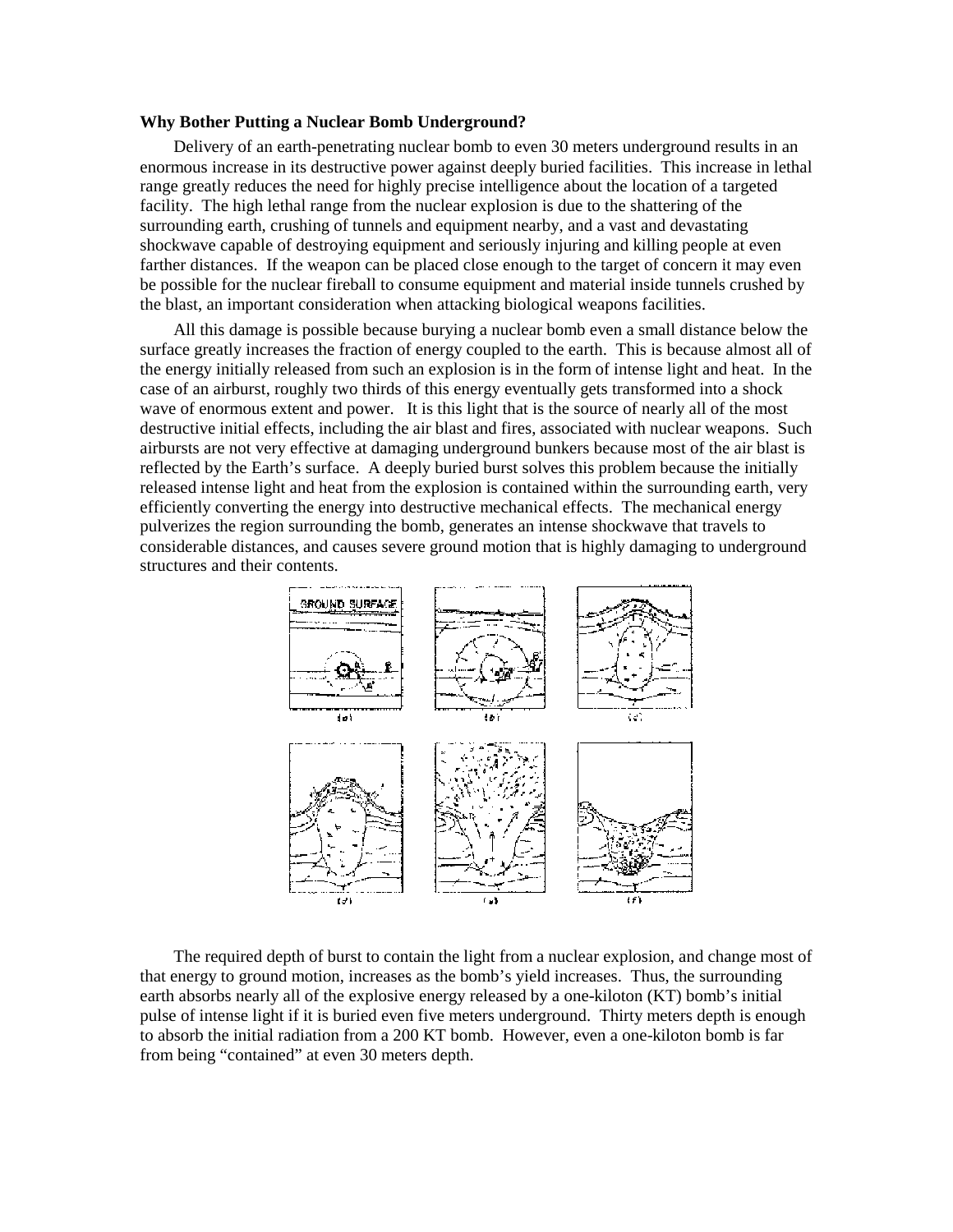**Why Bother Putting a Nuclear Bomb Underground?**

Delivery of an earth-penetrating nuclear bomb to even 30 meters underground results in an enormous increase in its destructive power against deeply buried facilities. This increase in lethal range greatly reduces the need for highly precise intelligence about the location of a targeted facility. The high lethal range from the nuclear explosion is due to the shattering of the surrounding earth, crushing of tunnels and equipment nearby, and a vast and devastating shockwave capable of destroying equipment and seriously injuring and killing people at even farther distances. If the weapon can be placed close enough to the target of concern it may even be possible for the nuclear fireball to consume equipment and material inside tunnels crushed by the blast, an important consideration when attacking biological weapons facilities.

All this damage is possible because burying a nuclear bomb even a small distance below the surface greatly increases the fraction of energy coupled to the earth. This is because almost all of the energy initially released from such an explosion is in the form of intense light and heat. In the case of an airburst, roughly two thirds of this energy eventually gets transformed into a shock wave of enormous extent and power. It is this light that is the source of nearly all of the most destructive initial effects, including the air blast and fires, associated with nuclear weapons. Such airbursts are not very effective at damaging underground bunkers because most of the air blast is reflected by the Earth's surface. A deeply buried burst solves this problem because the initially released intense light and heat from the explosion is contained within the surrounding earth, very efficiently converting the energy into destructive mechanical effects. The mechanical energy pulverizes the region surrounding the bomb, generates an intense shockwave that travels to considerable distances, and causes severe ground motion that is highly damaging to underground structures and their contents.

The required depth of burst to contain the light from a nuclear explosion, and change most of that energy to ground motion, increases as the bomb's yield increases. Thus, the surrounding earth absorbs nearly all of the explosive energy released by a one-kiloton (KT) bomb's initial pulse of intense light if it is buried even five meters underground. Thirty meters depth is enough to absorb the initial radiation from a 200 KT bomb. However, even a one-kiloton bomb is far from being "contained" at even 30 meters depth.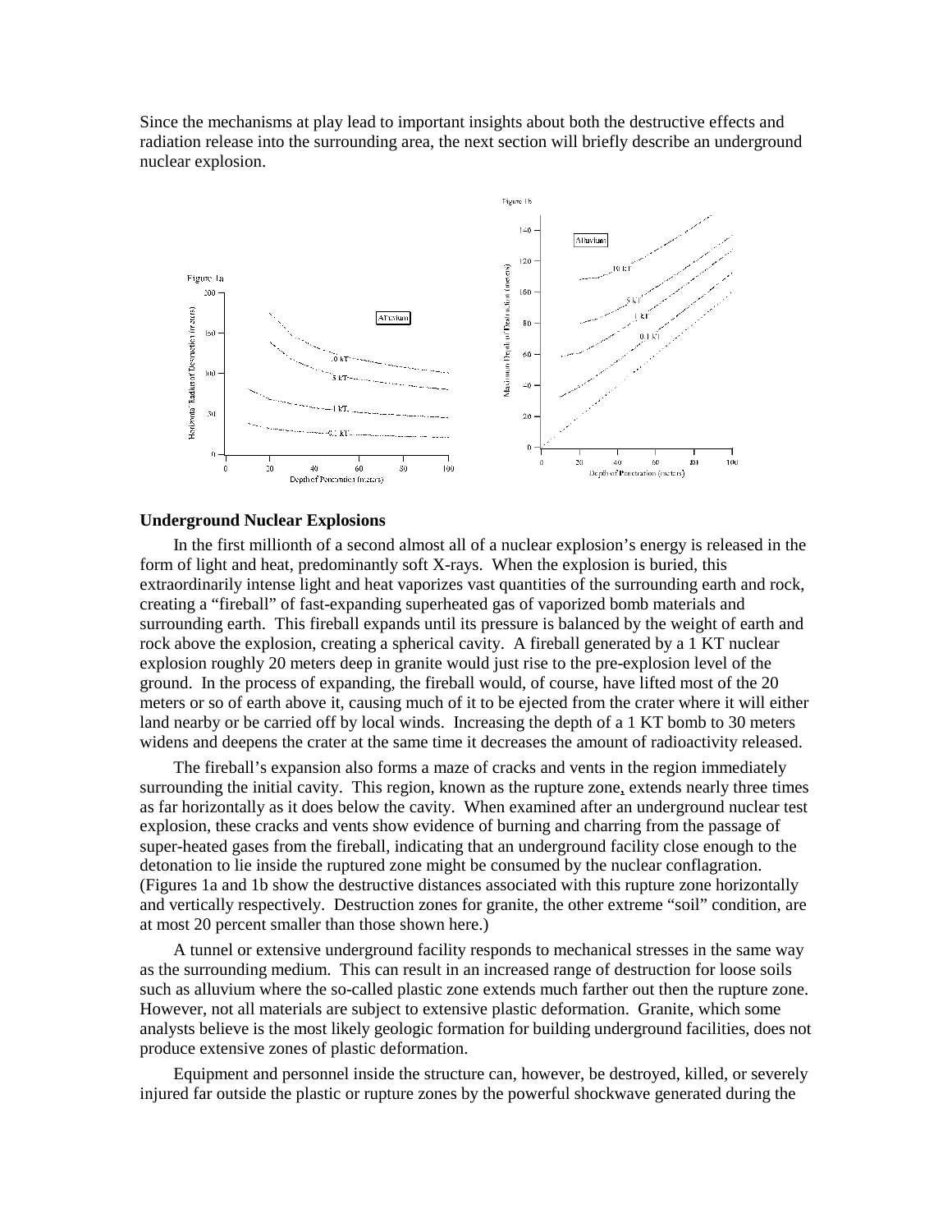Since the mechanisms at play lead to important insights about both the destructive effects and radiation release into the surrounding area, the next section will briefly describe an underground nuclear explosion.

### Underground Nuclear Explosions

In the first millionth of a second almost all of a nuclear explosion's energy is released in the form of light and heat, predominantly soft X-rays. When the explosion is buried, this extraordinarily intense light and heat vaporizes vast quantities of the surrounding earth and rock, creating a "fireball" of fast-expanding superheated gas of vaporized bomb materials and surrounding earth. This fireball expands until its pressure is balanced by the weight of earth and rock above the explosion, creating a spherical cavity. A fireball generated by a 1 KT nuclear explosion roughly 20 meters deep in granite would just rise to the pre-explosion level of the ground. In the process of expanding, the fireball would, of course, have lifted most of the 20 meters or so of earth above it, causing much of it to be ejected from the crater where it will either land nearby or be carried off by local winds. Increasing the depth of a 1 KT bomb to 30 meters widens and deepens the crater at the same time it decreases the amount of radioactivity released.

The fireball's expansion also forms a maze of cracks and vents in the region immediately surrounding the initial cavity. This region, known as the rupture zone, extends nearly three times as far horizontally as it does below the cavity. When examined after an underground nuclear test explosion, these cracks and vents show evidence of burning and charring from the passage of super-heated gases from the fireball, indicating that an underground facility close enough to the detonation to lie inside the ruptured zone might be consumed by the nuclear conflagration. (Figures 1a and 1b show the destructive distances associated with this rupture zone horizontally and vertically respectively. Destruction zones for granite, the other extreme "soil" condition, are at most 20 percent smaller than those shown here.)

A tunnel or extensive underground facility responds to mechanical stresses in the same way as the surrounding medium. This can result in an increased range of destruction for loose soils such as alluvium where the so-called plastic zone extends much farther out then the rupture zone. However, not all materials are subject to extensive plastic deformation. Granite, which some analysts believe is the most likely geologic formation for building underground facilities, does not produce extensive zones of plastic deformation.

Equipment and personnel inside the structure can, however, be destroyed, killed, or severely injured far outside the plastic or rupture zones by the powerful shockwave generated during the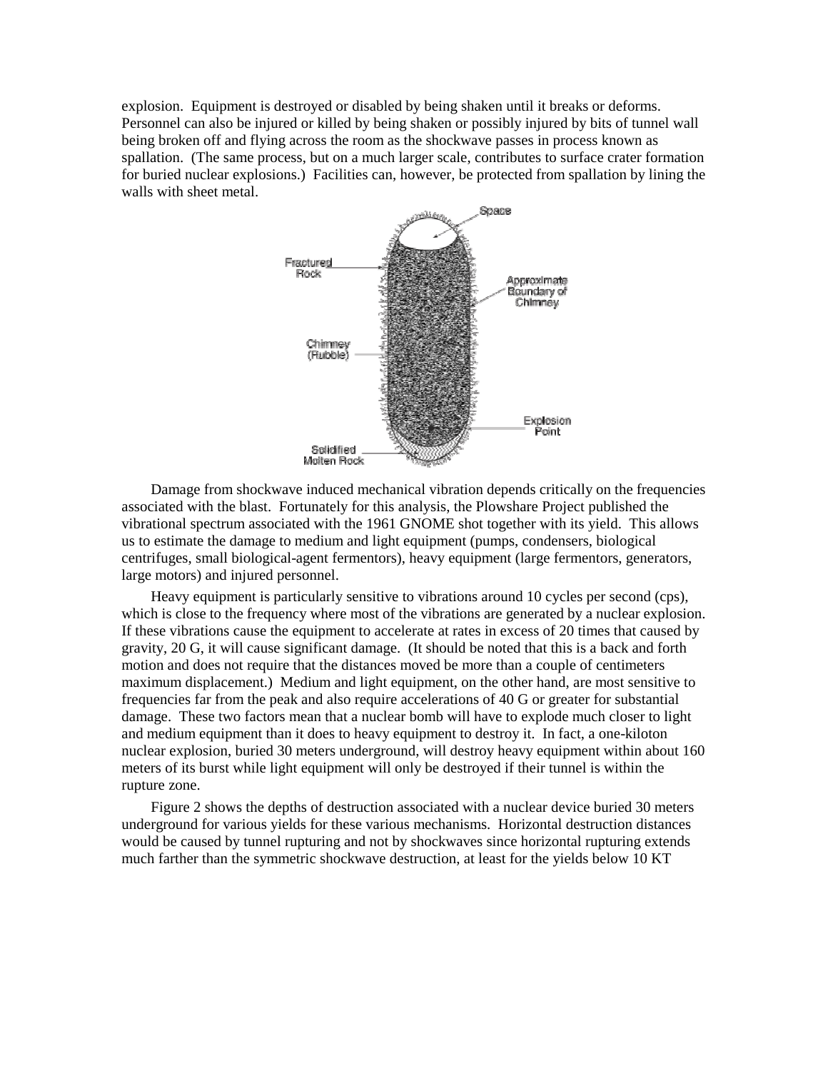explosion. Equipment is destroyed or disabled by being shaken until it breaks or deforms. Personnel can also be injured or killed by being shaken or possibly injured by bits of tunnel wall being broken off and flying across the room as the shockwave passes in process known as spallation. (The same process, but on a much larger scale, contributes to surface crater formation for buried nuclear explosions.) Facilities can, however, be protected from spallation by lining the walls with sheet metal.

Space

Fractured Rock

Approximate Boundary of Chimney

Chimney (Rubble)

Explosion Point

Solidified Molten Rock

Damage from shockwave induced mechanical vibration depends critically on the frequencies associated with the blast. Fortunately for this analysis, the Plowshare Project published the vibrational spectrum associated with the 1961 GNOME shot together with its yield. This allows us to estimate the damage to medium and light equipment (pumps, condensers, biological centrifuges, small biological-agent fermentors), heavy equipment (large fermentors, generators, large motors) and injured personnel.

Heavy equipment is particularly sensitive to vibrations around 10 cycles per second (cps), which is close to the frequency where most of the vibrations are generated by a nuclear explosion. If these vibrations cause the equipment to accelerate at rates in excess of 20 times that caused by gravity, 20 G, it will cause significant damage. (It should be noted that this is a back and forth motion and does not require that the distances moved be more than a couple of centimeters maximum displacement.) Medium and light equipment, on the other hand, are most sensitive to frequencies far from the peak and also require accelerations of 40 G or greater for substantial damage. These two factors mean that a nuclear bomb will have to explode much closer to light and medium equipment than it does to heavy equipment to destroy it. In fact, a one-kiloton nuclear explosion, buried 30 meters underground, will destroy heavy equipment within about 160 meters of its burst while light equipment will only be destroyed if their tunnel is within the rupture zone.

Figure 2 shows the depths of destruction associated with a nuclear device buried 30 meters underground for various yields for these various mechanisms. Horizontal destruction distances would be caused by tunnel rupturing and not by shockwaves since horizontal rupturing extends much farther than the symmetric shockwave destruction, at least for the yields below 10 KT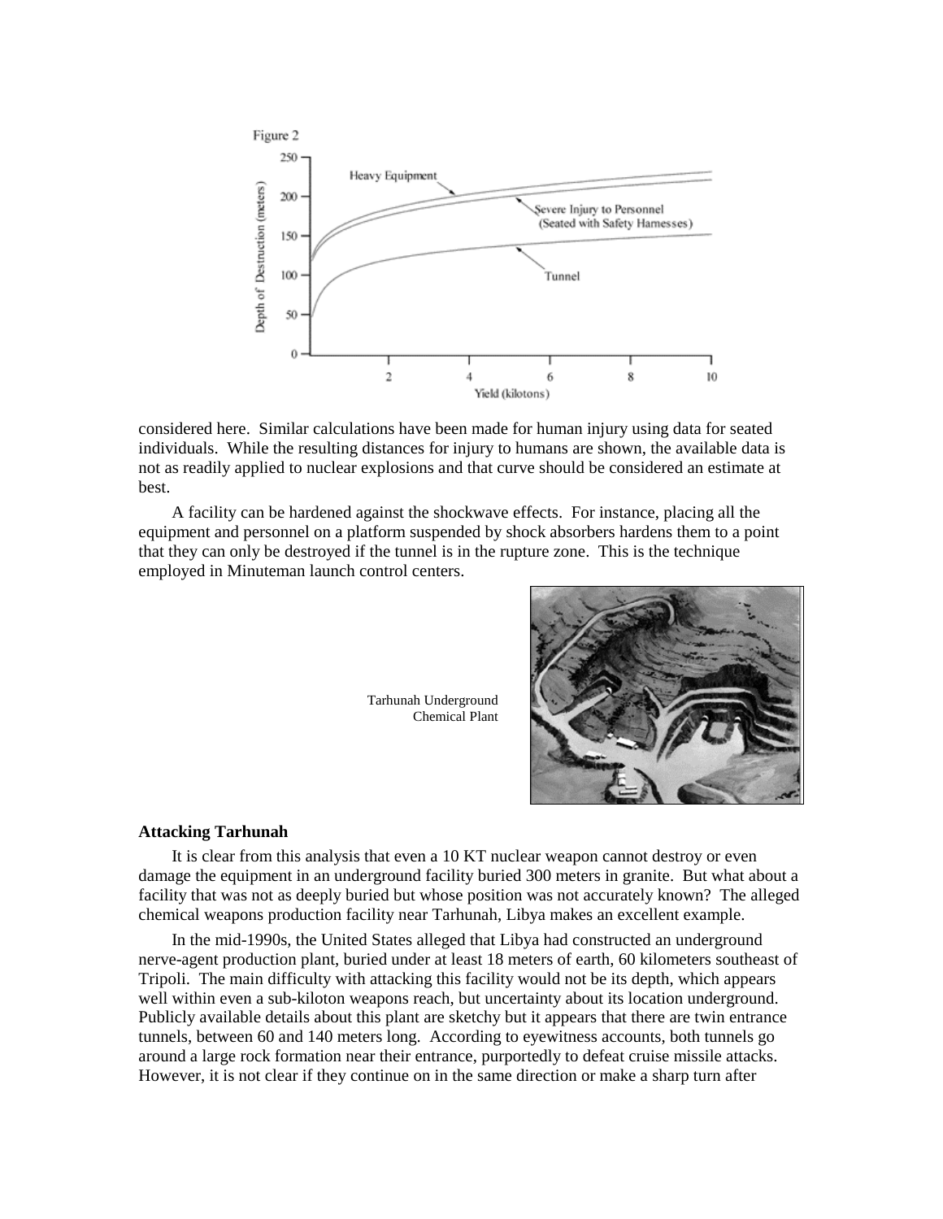Figure 2

considered here. Similar calculations have been made for human injury using data for seated individuals. While the resulting distances for injury to humans are shown, the available data is not as readily applied to nuclear explosions and that curve should be considered an estimate at best.

A facility can be hardened against the shockwave effects. For instance, placing all the equipment and personnel on a platform suspended by shock absorbers hardens them to a point that they can only be destroyed if the tunnel is in the rupture zone. This is the technique employed in Minuteman launch control centers.

Tarhunah Underground Chemical Plant

**Attacking Tarhunah**

It is clear from this analysis that even a 10 KT nuclear weapon cannot destroy or even damage the equipment in an underground facility buried 300 meters in granite. But what about a facility that was not as deeply buried but whose position was not accurately known? The alleged chemical weapons production facility near Tarhunah, Libya makes an excellent example.

In the mid-1990s, the United States alleged that Libya had constructed an underground nerve-agent production plant, buried under at least 18 meters of earth, 60 kilometers southeast of Tripoli. The main difficulty with attacking this facility would not be its depth, which appears well within even a sub-kiloton weapons reach, but uncertainty about its location underground. Publicly available details about this plant are sketchy but it appears that there are twin entrance tunnels, between 60 and 140 meters long. According to eyewitness accounts, both tunnels go around a large rock formation near their entrance, purportedly to defeat cruise missile attacks. However, it is not clear if they continue on in the same direction or make a sharp turn after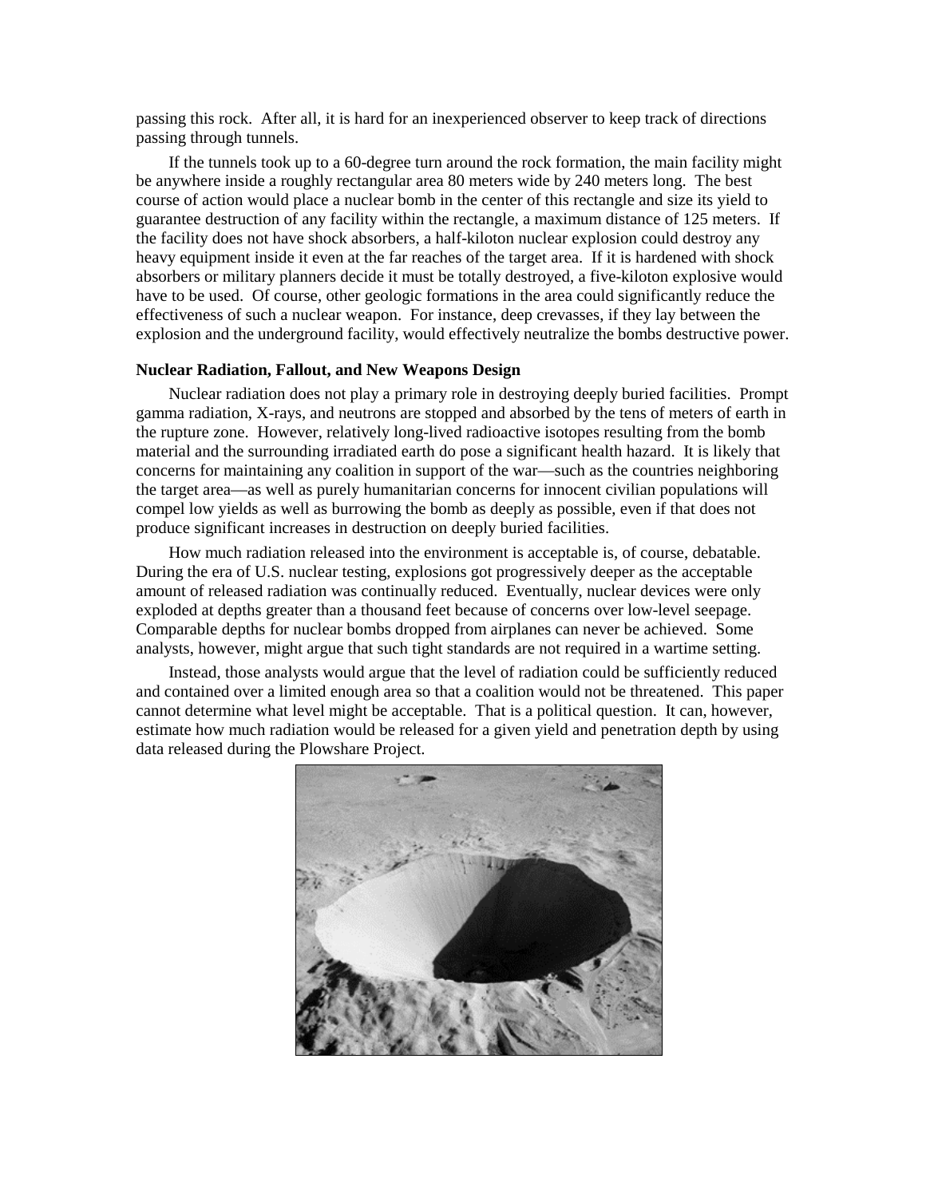passing this rock. After all, it is hard for an inexperienced observer to keep track of directions passing through tunnels.

If the tunnels took up to a 60-degree turn around the rock formation, the main facility might be anywhere inside a roughly rectangular area 80 meters wide by 240 meters long. The best course of action would place a nuclear bomb in the center of this rectangle and size its yield to guarantee destruction of any facility within the rectangle, a maximum distance of 125 meters. If the facility does not have shock absorbers, a half-kiloton nuclear explosion could destroy any heavy equipment inside it even at the far reaches of the target area. If it is hardened with shock absorbers or military planners decide it must be totally destroyed, a five-kiloton explosive would have to be used. Of course, other geologic formations in the area could significantly reduce the effectiveness of such a nuclear weapon. For instance, deep crevasses, if they lay between the explosion and the underground facility, would effectively neutralize the bombs destructive power.

**Nuclear Radiation, Fallout, and New Weapons Design**

Nuclear radiation does not play a primary role in destroying deeply buried facilities. Prompt gamma radiation, X-rays, and neutrons are stopped and absorbed by the tens of meters of earth in the rupture zone. However, relatively long-lived radioactive isotopes resulting from the bomb material and the surrounding irradiated earth do pose a significant health hazard. It is likely that concerns for maintaining any coalition in support of the war—such as the countries neighboring the target area—as well as purely humanitarian concerns for innocent civilian populations will compel low yields as well as burrowing the bomb as deeply as possible, even if that does not produce significant increases in destruction on deeply buried facilities.

How much radiation released into the environment is acceptable is, of course, debatable. During the era of U.S. nuclear testing, explosions got progressively deeper as the acceptable amount of released radiation was continually reduced. Eventually, nuclear devices were only exploded at depths greater than a thousand feet because of concerns over low-level seepage. Comparable depths for nuclear bombs dropped from airplanes can never be achieved. Some analysts, however, might argue that such tight standards are not required in a wartime setting.

Instead, those analysts would argue that the level of radiation could be sufficiently reduced and contained over a limited enough area so that a coalition would not be threatened. This paper cannot determine what level might be acceptable. That is a political question. It can, however, estimate how much radiation would be released for a given yield and penetration depth by using data released during the Plowshare Project.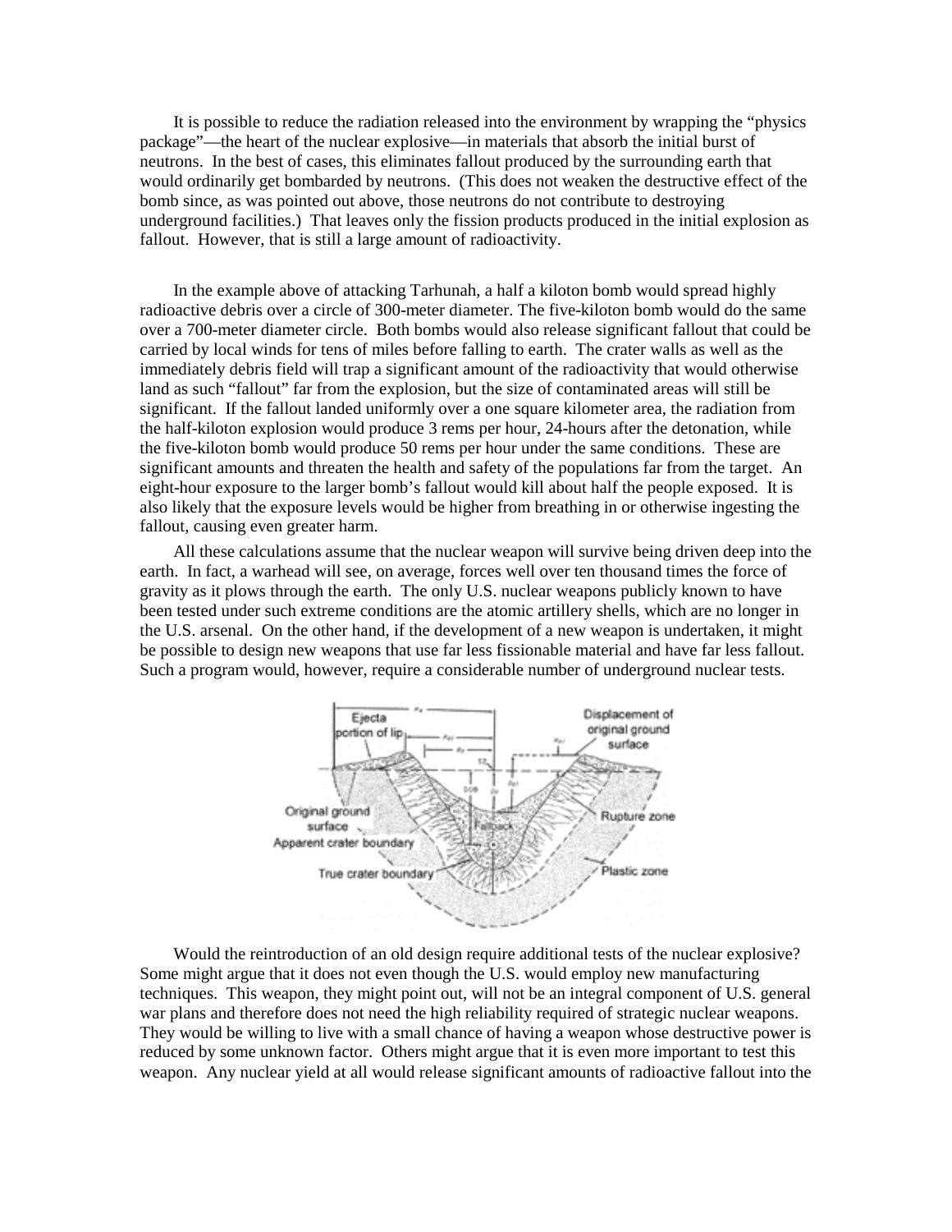It is possible to reduce the radiation released into the environment by wrapping the "physics package"—the heart of the nuclear explosive—in materials that absorb the initial burst of neutrons. In the best of cases, this eliminates fallout produced by the surrounding earth that would ordinarily get bombarded by neutrons. (This does not weaken the destructive effect of the bomb since, as was pointed out above, those neutrons do not contribute to destroying underground facilities.) That leaves only the fission products produced in the initial explosion as fallout. However, that is still a large amount of radioactivity.

In the example above of attacking Tarhunah, a half a kiloton bomb would spread highly radioactive debris over a circle of 300-meter diameter. The five-kiloton bomb would do the same over a 700-meter diameter circle. Both bombs would also release significant fallout that could be carried by local winds for tens of miles before falling to earth. The crater walls as well as the immediately debris field will trap a significant amount of the radioactivity that would otherwise land as such "fallout" far from the explosion, but the size of contaminated areas will still be significant. If the fallout landed uniformly over a one square kilometer area, the radiation from the half-kiloton explosion would produce 3 rems per hour, 24-hours after the detonation, while the five-kiloton bomb would produce 50 rems per hour under the same conditions. These are significant amounts and threaten the health and safety of the populations far from the target. An eight-hour exposure to the larger bomb's fallout would kill about half the people exposed. It is also likely that the exposure levels would be higher from breathing in or otherwise ingesting the fallout, causing even greater harm.

All these calculations assume that the nuclear weapon will survive being driven deep into the earth. In fact, a warhead will see, on average, forces well over ten thousand times the force of gravity as it plows through the earth. The only U.S. nuclear weapons publicly known to have been tested under such extreme conditions are the atomic artillery shells, which are no longer in the U.S. arsenal. On the other hand, if the development of a new weapon is undertaken, it might be possible to design new weapons that use far less fissionable material and have far less fallout. Such a program would, however, require a considerable number of underground nuclear tests.

Would the reintroduction of an old design require additional tests of the nuclear explosive? Some might argue that it does not even though the U.S. would employ new manufacturing techniques. This weapon, they might point out, will not be an integral component of U.S. general war plans and therefore does not need the high reliability required of strategic nuclear weapons. They would be willing to live with a small chance of having a weapon whose destructive power is reduced by some unknown factor. Others might argue that it is even more important to test this weapon. Any nuclear yield at all would release significant amounts of radioactive fallout into the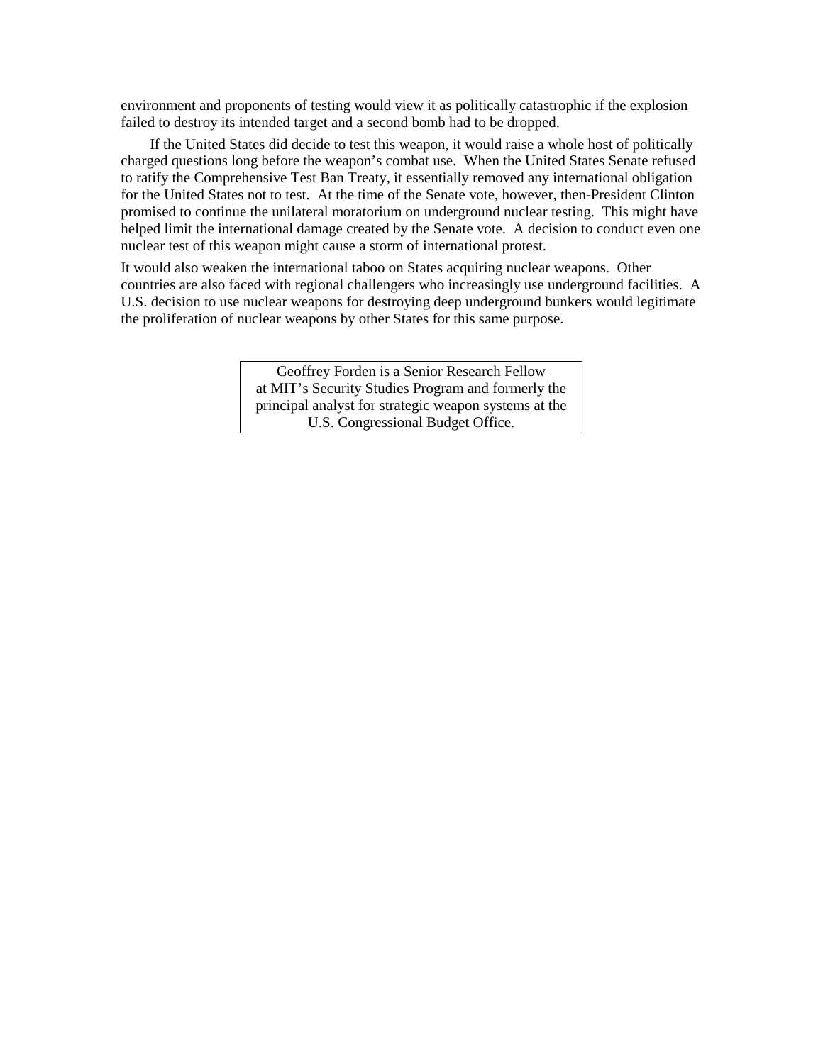environment and proponents of testing would view it as politically catastrophic if the explosion failed to destroy its intended target and a second bomb had to be dropped.

If the United States did decide to test this weapon, it would raise a whole host of politically charged questions long before the weapon's combat use. When the United States Senate refused to ratify the Comprehensive Test Ban Treaty, it essentially removed any international obligation for the United States not to test. At the time of the Senate vote, however, then-President Clinton promised to continue the unilateral moratorium on underground nuclear testing. This might have helped limit the international damage created by the Senate vote. A decision to conduct even one nuclear test of this weapon might cause a storm of international protest.

It would also weaken the international taboo on States acquiring nuclear weapons. Other countries are also faced with regional challengers who increasingly use underground facilities. A U.S. decision to use nuclear weapons for destroying deep underground bunkers would legitimate the proliferation of nuclear weapons by other States for this same purpose.

Geoffrey Forden is a Senior Research Fellow at MIT's Security Studies Program and formerly the principal analyst for strategic weapon systems at the U.S. Congressional Budget Office.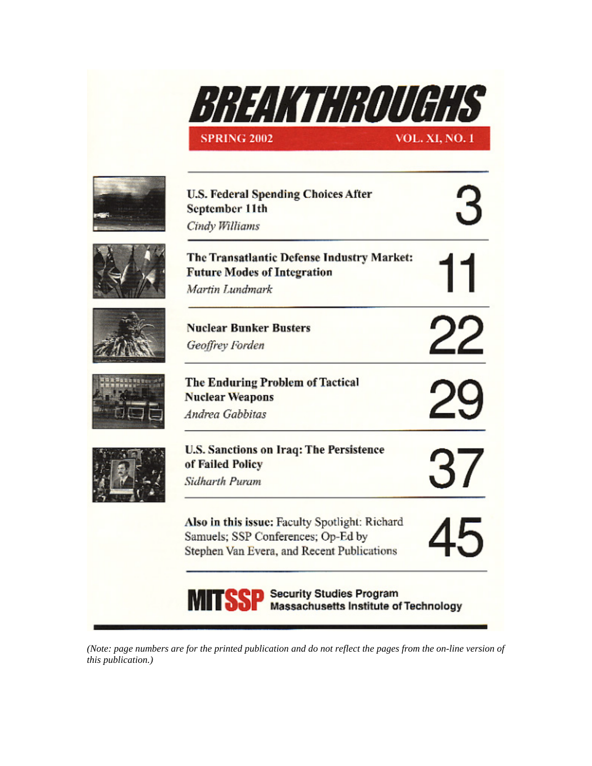# BREAKTHROUGHS

**SPRING 2002** **VOL. XI, NO. 1**

**U.S. Federal Spending Choices After September 11th**
*Cindy Williams*
3

**The Transatlantic Defense Industry Market: Future Modes of Integration**
*Martin Lundmark*
11

**Nuclear Bunker Busters**
*Geoffrey Forden*
22

**The Enduring Problem of Tactical Nuclear Weapons**
*Andrea Gabbitas*
29

**U.S. Sanctions on Iraq: The Persistence of Failed Policy**
*Sidharth Puram*
37

**Also in this issue:** Faculty Spotlight: Richard Samuels; SSP Conferences; Op-Ed by Stephen Van Evera, and Recent Publications
45

**MITSSP** Security Studies Program
Massachusetts Institute of Technology

*(Note: page numbers are for the printed publication and do not reflect the pages from the on-line version of this publication.)*